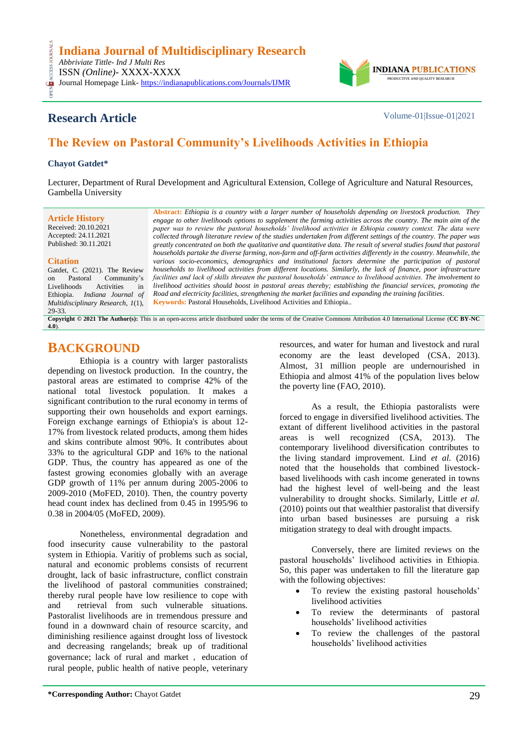**Indiana Journal of Multidisciplinary Research**
*Abbriviate Tittle- Ind J Multi Res*
ISSN *(Online)*- XXXX-XXXX
Journal Homepage Link- https://indianapublications.com/Journals/IJMR

INDIANA PUBLICATIONS

**Research Article**

Volume-01|Issue-01|2021

# The Review on Pastoral Community's Livelihoods Activities in Ethiopia

**Chayot Gatdet***

Lecturer, Department of Rural Development and Agricultural Extension, College of Agriculture and Natural Resources, Gambella University

**Article History**
Received: 20.10.2021
Accepted: 24.11.2021
Published: 30.11.2021

**Citation**
Gatdet, C. (2021). The Review on Pastoral Community's Livelihoods Activities in Ethiopia. *Indiana Journal of Multidisciplinary Research*, *1*(1), 29-33.

**Abstract:** *Ethiopia is a country with a larger number of households depending on livestock production. They engage to other livelihoods options to supplement the farming activities across the country. The main aim of the paper was to review the pastoral households' livelihood activities in Ethiopia country context. The data were collected through literature review of the studies undertaken from different settings of the country. The paper was greatly concentrated on both the qualitative and quantitative data. The result of several studies found that pastoral households partake the diverse farming, non-farm and off-farm activities differently in the country. Meanwhile, the various socio-economics, demographics and institutional factors determine the participation of pastoral households to livelihood activities from different locations. Similarly, the lack of finance, poor infrastructure facilities and lack of skills threaten the pastoral households' entrance to livelihood activities. The involvement to livelihood activities should boost in pastoral areas thereby; establishing the financial services, promoting the Road and electricity facilities, strengthening the market facilities and expanding the training facilities.*

**Keywords:** Pastoral Households, Livelihood Activities and Ethiopia..

**Copyright © 2021 The Author(s):** This is an open-access article distributed under the terms of the Creative Commons Attribution 4.0 International License (**CC BY-NC 4.0**).

## BACKGROUND

Ethiopia is a country with larger pastoralists depending on livestock production. In the country, the pastoral areas are estimated to comprise 42% of the national total livestock population. It makes a significant contribution to the rural economy in terms of supporting their own households and export earnings. Foreign exchange earnings of Ethiopia's is about 12-17% from livestock related products, among them hides and skins contribute almost 90%. It contributes about 33% to the agricultural GDP and 16% to the national GDP. Thus, the country has appeared as one of the fastest growing economies globally with an average GDP growth of 11% per annum during 2005-2006 to 2009-2010 (MoFED, 2010). Then, the country poverty head count index has declined from 0.45 in 1995/96 to 0.38 in 2004/05 (MoFED, 2009).

Nonetheless, environmental degradation and food insecurity cause vulnerability to the pastoral system in Ethiopia. Varitiy of problems such as social, natural and economic problems consists of recurrent drought, lack of basic infrastructure, conflict constrain the livelihood of pastoral communities constrained; thereby rural people have low resilience to cope with and retrieval from such vulnerable situations. Pastoralist livelihoods are in tremendous pressure and found in a downward chain of resource scarcity, and diminishing resilience against drought loss of livestock and decreasing rangelands; break up of traditional governance; lack of rural and market , education of rural people, public health of native people, veterinary resources, and water for human and livestock and rural economy are the least developed (CSA, 2013). Almost, 31 million people are undernourished in Ethiopia and almost 41% of the population lives below the poverty line (FAO, 2010).

As a result, the Ethiopia pastoralists were forced to engage in diversified livelihood activities. The extant of different livelihood activities in the pastoral areas is well recognized (CSA, 2013). The contemporary livelihood diversification contributes to the living standard improvement. Lind *et al.* (2016) noted that the households that combined livestock-based livelihoods with cash income generated in towns had the highest level of well-being and the least vulnerability to drought shocks. Similarly, Little *et al.* (2010) points out that wealthier pastoralist that diversify into urban based businesses are pursuing a risk mitigation strategy to deal with drought impacts.

Conversely, there are limited reviews on the pastoral households' livelihood activities in Ethiopia. So, this paper was undertaken to fill the literature gap with the following objectives:

- To review the existing pastoral households' livelihood activities
- To review the determinants of pastoral households' livelihood activities
- To review the challenges of the pastoral households' livelihood activities

**\*Corresponding Author:** Chayot Gatdet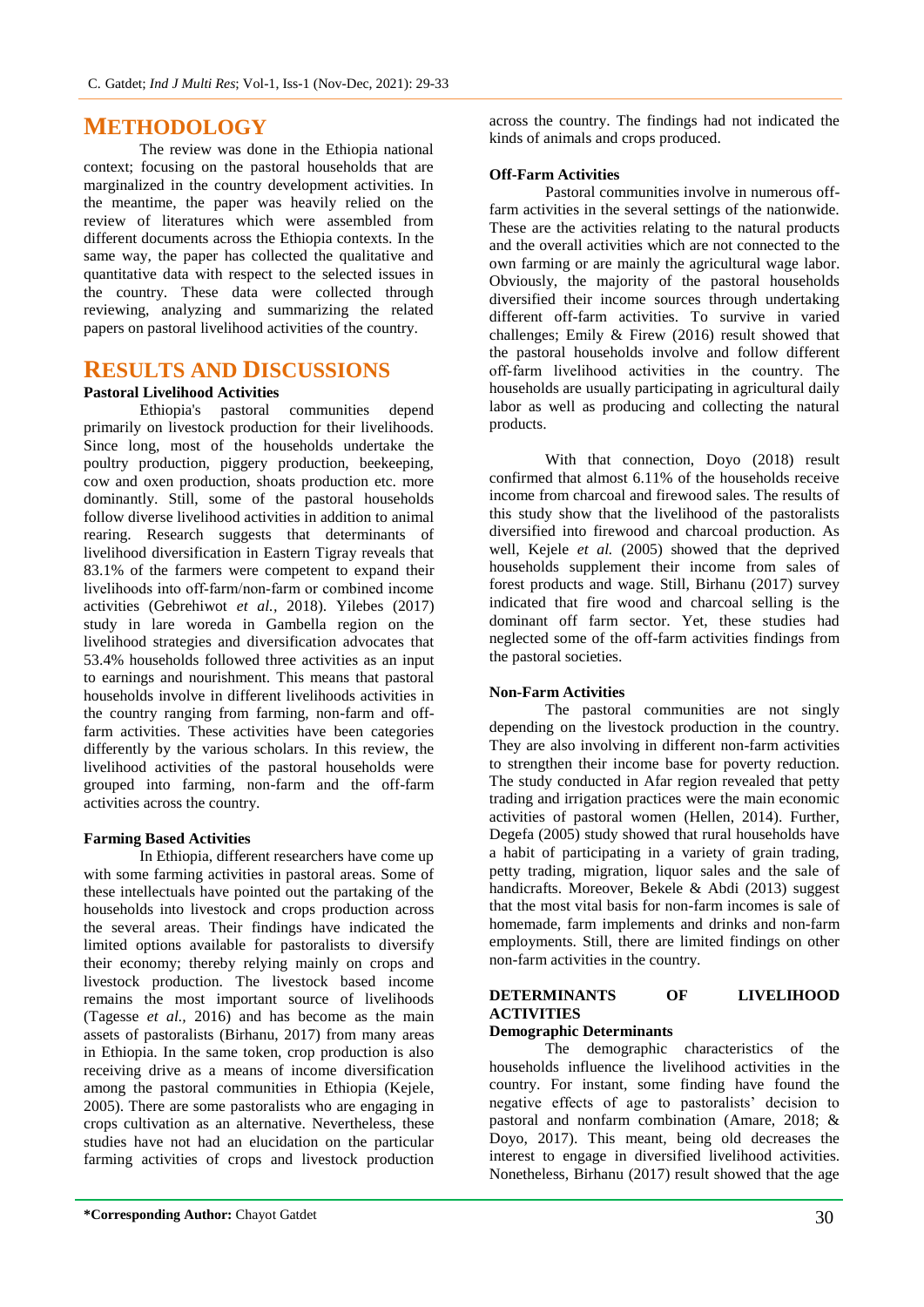# METHODOLOGY

The review was done in the Ethiopia national context; focusing on the pastoral households that are marginalized in the country development activities. In the meantime, the paper was heavily relied on the review of literatures which were assembled from different documents across the Ethiopia contexts. In the same way, the paper has collected the qualitative and quantitative data with respect to the selected issues in the country. These data were collected through reviewing, analyzing and summarizing the related papers on pastoral livelihood activities of the country.

# RESULTS AND DISCUSSIONS

**Pastoral Livelihood Activities**

Ethiopia's pastoral communities depend primarily on livestock production for their livelihoods. Since long, most of the households undertake the poultry production, piggery production, beekeeping, cow and oxen production, shoats production etc. more dominantly. Still, some of the pastoral households follow diverse livelihood activities in addition to animal rearing. Research suggests that determinants of livelihood diversification in Eastern Tigray reveals that 83.1% of the farmers were competent to expand their livelihoods into off-farm/non-farm or combined income activities (Gebrehiwot *et al.*, 2018). Yilebes (2017) study in lare woreda in Gambella region on the livelihood strategies and diversification advocates that 53.4% households followed three activities as an input to earnings and nourishment. This means that pastoral households involve in different livelihoods activities in the country ranging from farming, non-farm and off-farm activities. These activities have been categories differently by the various scholars. In this review, the livelihood activities of the pastoral households were grouped into farming, non-farm and the off-farm activities across the country.

**Farming Based Activities**

In Ethiopia, different researchers have come up with some farming activities in pastoral areas. Some of these intellectuals have pointed out the partaking of the households into livestock and crops production across the several areas. Their findings have indicated the limited options available for pastoralists to diversify their economy; thereby relying mainly on crops and livestock production. The livestock based income remains the most important source of livelihoods (Tagesse *et al.*, 2016) and has become as the main assets of pastoralists (Birhanu, 2017) from many areas in Ethiopia. In the same token, crop production is also receiving drive as a means of income diversification among the pastoral communities in Ethiopia (Kejele, 2005). There are some pastoralists who are engaging in crops cultivation as an alternative. Nevertheless, these studies have not had an elucidation on the particular farming activities of crops and livestock production across the country. The findings had not indicated the kinds of animals and crops produced.

**Off-Farm Activities**

Pastoral communities involve in numerous off-farm activities in the several settings of the nationwide. These are the activities relating to the natural products and the overall activities which are not connected to the own farming or are mainly the agricultural wage labor. Obviously, the majority of the pastoral households diversified their income sources through undertaking different off-farm activities. To survive in varied challenges; Emily & Firew (2016) result showed that the pastoral households involve and follow different off-farm livelihood activities in the country. The households are usually participating in agricultural daily labor as well as producing and collecting the natural products.

With that connection, Doyo (2018) result confirmed that almost 6.11% of the households receive income from charcoal and firewood sales. The results of this study show that the livelihood of the pastoralists diversified into firewood and charcoal production. As well, Kejele *et al.* (2005) showed that the deprived households supplement their income from sales of forest products and wage. Still, Birhanu (2017) survey indicated that fire wood and charcoal selling is the dominant off farm sector. Yet, these studies had neglected some of the off-farm activities findings from the pastoral societies.

**Non-Farm Activities**

The pastoral communities are not singly depending on the livestock production in the country. They are also involving in different non-farm activities to strengthen their income base for poverty reduction. The study conducted in Afar region revealed that petty trading and irrigation practices were the main economic activities of pastoral women (Hellen, 2014). Further, Degefa (2005) study showed that rural households have a habit of participating in a variety of grain trading, petty trading, migration, liquor sales and the sale of handicrafts. Moreover, Bekele & Abdi (2013) suggest that the most vital basis for non-farm incomes is sale of homemade, farm implements and drinks and non-farm employments. Still, there are limited findings on other non-farm activities in the country.

## DETERMINANTS OF LIVELIHOOD ACTIVITIES

**Demographic Determinants**

The demographic characteristics of the households influence the livelihood activities in the country. For instant, some finding have found the negative effects of age to pastoralists' decision to pastoral and nonfarm combination (Amare, 2018; & Doyo, 2017). This meant, being old decreases the interest to engage in diversified livelihood activities. Nonetheless, Birhanu (2017) result showed that the age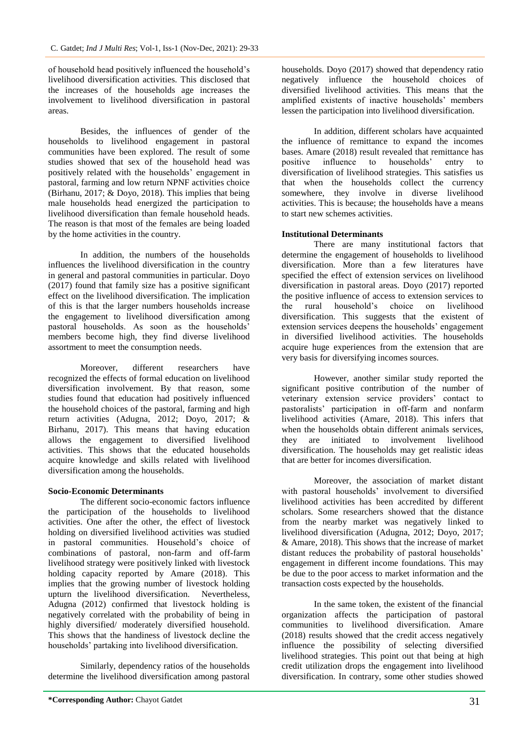of household head positively influenced the household's livelihood diversification activities. This disclosed that the increases of the households age increases the involvement to livelihood diversification in pastoral areas.

Besides, the influences of gender of the households to livelihood engagement in pastoral communities have been explored. The result of some studies showed that sex of the household head was positively related with the households' engagement in pastoral, farming and low return NPNF activities choice (Birhanu, 2017; & Doyo, 2018). This implies that being male households head energized the participation to livelihood diversification than female household heads. The reason is that most of the females are being loaded by the home activities in the country.

In addition, the numbers of the households influences the livelihood diversification in the country in general and pastoral communities in particular. Doyo (2017) found that family size has a positive significant effect on the livelihood diversification. The implication of this is that the larger numbers households increase the engagement to livelihood diversification among pastoral households. As soon as the households' members become high, they find diverse livelihood assortment to meet the consumption needs.

Moreover, different researchers have recognized the effects of formal education on livelihood diversification involvement. By that reason, some studies found that education had positively influenced the household choices of the pastoral, farming and high return activities (Adugna, 2012; Doyo, 2017; & Birhanu, 2017). This means that having education allows the engagement to diversified livelihood activities. This shows that the educated households acquire knowledge and skills related with livelihood diversification among the households.

**Socio-Economic Determinants**

The different socio-economic factors influence the participation of the households to livelihood activities. One after the other, the effect of livestock holding on diversified livelihood activities was studied in pastoral communities. Household's choice of combinations of pastoral, non-farm and off-farm livelihood strategy were positively linked with livestock holding capacity reported by Amare (2018). This implies that the growing number of livestock holding upturn the livelihood diversification. Nevertheless, Adugna (2012) confirmed that livestock holding is negatively correlated with the probability of being in highly diversified/ moderately diversified household. This shows that the handiness of livestock decline the households' partaking into livelihood diversification.

Similarly, dependency ratios of the households determine the livelihood diversification among pastoral households. Doyo (2017) showed that dependency ratio negatively influence the household choices of diversified livelihood activities. This means that the amplified existents of inactive households' members lessen the participation into livelihood diversification.

In addition, different scholars have acquainted the influence of remittance to expand the incomes bases. Amare (2018) result revealed that remittance has positive influence to households' entry to diversification of livelihood strategies. This satisfies us that when the households collect the currency somewhere, they involve in diverse livelihood activities. This is because; the households have a means to start new schemes activities.

**Institutional Determinants**

There are many institutional factors that determine the engagement of households to livelihood diversification. More than a few literatures have specified the effect of extension services on livelihood diversification in pastoral areas. Doyo (2017) reported the positive influence of access to extension services to the rural household's choice on livelihood diversification. This suggests that the existent of extension services deepens the households' engagement in diversified livelihood activities. The households acquire huge experiences from the extension that are very basis for diversifying incomes sources.

However, another similar study reported the significant positive contribution of the number of veterinary extension service providers' contact to pastoralists' participation in off-farm and nonfarm livelihood activities (Amare, 2018). This infers that when the households obtain different animals services, they are initiated to involvement livelihood diversification. The households may get realistic ideas that are better for incomes diversification.

Moreover, the association of market distant with pastoral households' involvement to diversified livelihood activities has been accredited by different scholars. Some researchers showed that the distance from the nearby market was negatively linked to livelihood diversification (Adugna, 2012; Doyo, 2017; & Amare, 2018). This shows that the increase of market distant reduces the probability of pastoral households' engagement in different income foundations. This may be due to the poor access to market information and the transaction costs expected by the households.

In the same token, the existent of the financial organization affects the participation of pastoral communities to livelihood diversification. Amare (2018) results showed that the credit access negatively influence the possibility of selecting diversified livelihood strategies. This point out that being at high credit utilization drops the engagement into livelihood diversification. In contrary, some other studies showed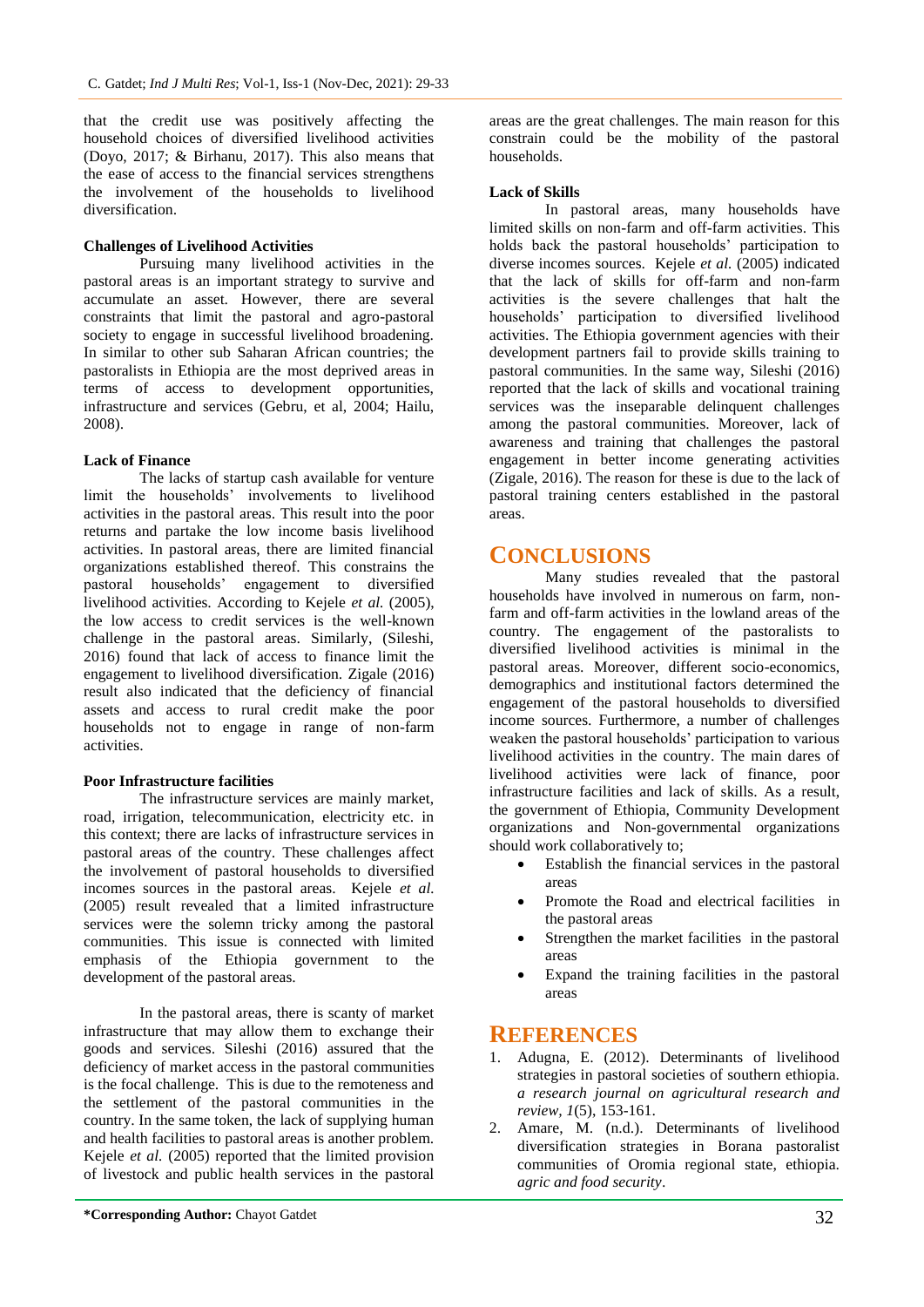that the credit use was positively affecting the household choices of diversified livelihood activities (Doyo, 2017; & Birhanu, 2017). This also means that the ease of access to the financial services strengthens the involvement of the households to livelihood diversification.

**Challenges of Livelihood Activities**

Pursuing many livelihood activities in the pastoral areas is an important strategy to survive and accumulate an asset. However, there are several constraints that limit the pastoral and agro-pastoral society to engage in successful livelihood broadening. In similar to other sub Saharan African countries; the pastoralists in Ethiopia are the most deprived areas in terms of access to development opportunities, infrastructure and services (Gebru, et al, 2004; Hailu, 2008).

**Lack of Finance**

The lacks of startup cash available for venture limit the households' involvements to livelihood activities in the pastoral areas. This result into the poor returns and partake the low income basis livelihood activities. In pastoral areas, there are limited financial organizations established thereof. This constrains the pastoral households' engagement to diversified livelihood activities. According to Kejele *et al.* (2005), the low access to credit services is the well-known challenge in the pastoral areas. Similarly, (Sileshi, 2016) found that lack of access to finance limit the engagement to livelihood diversification. Zigale (2016) result also indicated that the deficiency of financial assets and access to rural credit make the poor households not to engage in range of non-farm activities.

**Poor Infrastructure facilities**

The infrastructure services are mainly market, road, irrigation, telecommunication, electricity etc. in this context; there are lacks of infrastructure services in pastoral areas of the country. These challenges affect the involvement of pastoral households to diversified incomes sources in the pastoral areas. Kejele *et al.* (2005) result revealed that a limited infrastructure services were the solemn tricky among the pastoral communities. This issue is connected with limited emphasis of the Ethiopia government to the development of the pastoral areas.

In the pastoral areas, there is scanty of market infrastructure that may allow them to exchange their goods and services. Sileshi (2016) assured that the deficiency of market access in the pastoral communities is the focal challenge. This is due to the remoteness and the settlement of the pastoral communities in the country. In the same token, the lack of supplying human and health facilities to pastoral areas is another problem. Kejele *et al.* (2005) reported that the limited provision of livestock and public health services in the pastoral areas are the great challenges. The main reason for this constrain could be the mobility of the pastoral households.

**Lack of Skills**

In pastoral areas, many households have limited skills on non-farm and off-farm activities. This holds back the pastoral households' participation to diverse incomes sources. Kejele *et al.* (2005) indicated that the lack of skills for off-farm and non-farm activities is the severe challenges that halt the households' participation to diversified livelihood activities. The Ethiopia government agencies with their development partners fail to provide skills training to pastoral communities. In the same way, Sileshi (2016) reported that the lack of skills and vocational training services was the inseparable delinquent challenges among the pastoral communities. Moreover, lack of awareness and training that challenges the pastoral engagement in better income generating activities (Zigale, 2016). The reason for these is due to the lack of pastoral training centers established in the pastoral areas.

## CONCLUSIONS

Many studies revealed that the pastoral households have involved in numerous on farm, non-farm and off-farm activities in the lowland areas of the country. The engagement of the pastoralists to diversified livelihood activities is minimal in the pastoral areas. Moreover, different socio-economics, demographics and institutional factors determined the engagement of the pastoral households to diversified income sources. Furthermore, a number of challenges weaken the pastoral households' participation to various livelihood activities in the country. The main dares of livelihood activities were lack of finance, poor infrastructure facilities and lack of skills. As a result, the government of Ethiopia, Community Development organizations and Non-governmental organizations should work collaboratively to;

- Establish the financial services in the pastoral areas
- Promote the Road and electrical facilities in the pastoral areas
- Strengthen the market facilities in the pastoral areas
- Expand the training facilities in the pastoral areas

## REFERENCES

1. Adugna, E. (2012). Determinants of livelihood strategies in pastoral societies of southern ethiopia. *a research journal on agricultural research and review, 1*(5), 153-161.
2. Amare, M. (n.d.). Determinants of livelihood diversification strategies in Borana pastoralist communities of Oromia regional state, ethiopia. *agric and food security*.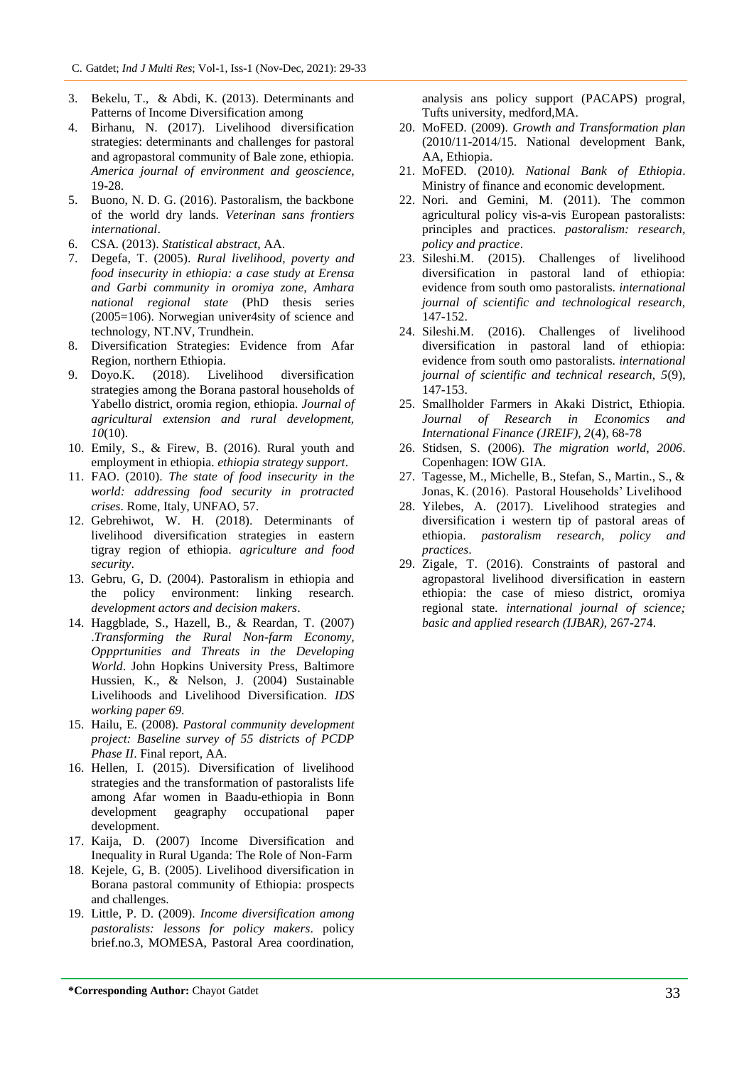3. Bekelu, T., & Abdi, K. (2013). Determinants and Patterns of Income Diversification among
4. Birhanu, N. (2017). Livelihood diversification strategies: determinants and challenges for pastoral and agropastoral community of Bale zone, ethiopia. *America journal of environment and geoscience*, 19-28.
5. Buono, N. D. G. (2016). Pastoralism, the backbone of the world dry lands. *Veterinan sans frontiers international*.
6. CSA. (2013). *Statistical abstract*, AA.
7. Degefa, T. (2005). *Rural livelihood, poverty and food insecurity in ethiopia: a case study at Erensa and Garbi community in oromiya zone, Amhara national regional state* (PhD thesis series (2005=106). Norwegian univer4sity of science and technology, NT.NV, Trundhein.
8. Diversification Strategies: Evidence from Afar Region, northern Ethiopia.
9. Doyo.K. (2018). Livelihood diversification strategies among the Borana pastoral households of Yabello district, oromia region, ethiopia. *Journal of agricultural extension and rural development, 10*(10).
10. Emily, S., & Firew, B. (2016). Rural youth and employment in ethiopia. *ethiopia strategy support*.
11. FAO. (2010). *The state of food insecurity in the world: addressing food security in protracted crises*. Rome, Italy, UNFAO, 57.
12. Gebrehiwot, W. H. (2018). Determinants of livelihood diversification strategies in eastern tigray region of ethiopia. *agriculture and food security*.
13. Gebru, G, D. (2004). Pastoralism in ethiopia and the policy environment: linking research. *development actors and decision makers*.
14. Haggblade, S., Hazell, B., & Reardan, T. (2007) .*Transforming the Rural Non-farm Economy, Oppprtunities and Threats in the Developing World*. John Hopkins University Press, Baltimore Hussien, K., & Nelson, J. (2004) Sustainable Livelihoods and Livelihood Diversification. *IDS working paper 69.*
15. Hailu, E. (2008). *Pastoral community development project: Baseline survey of 55 districts of PCDP Phase II*. Final report, AA.
16. Hellen, I. (2015). Diversification of livelihood strategies and the transformation of pastoralists life among Afar women in Baadu-ethiopia in Bonn development geagraphy occupational paper development.
17. Kaija, D. (2007) Income Diversification and Inequality in Rural Uganda: The Role of Non-Farm
18. Kejele, G, B. (2005). Livelihood diversification in Borana pastoral community of Ethiopia: prospects and challenges.
19. Little, P. D. (2009). *Income diversification among pastoralists: lessons for policy makers*. policy brief.no.3, MOMESA, Pastoral Area coordination, analysis ans policy support (PACAPS) progral, Tufts university, medford,MA.
20. MoFED. (2009). *Growth and Transformation plan* (2010/11-2014/15. National development Bank, AA, Ethiopia.
21. MoFED. (2010*). National Bank of Ethiopia*. Ministry of finance and economic development.
22. Nori. and Gemini, M. (2011). The common agricultural policy vis-a-vis European pastoralists: principles and practices. *pastoralism: research, policy and practice*.
23. Sileshi.M. (2015). Challenges of livelihood diversification in pastoral land of ethiopia: evidence from south omo pastoralists. *international journal of scientific and technological research*, 147-152.
24. Sileshi.M. (2016). Challenges of livelihood diversification in pastoral land of ethiopia: evidence from south omo pastoralists. *international journal of scientific and technical research, 5*(9), 147-153.
25. Smallholder Farmers in Akaki District, Ethiopia. *Journal of Research in Economics and International Finance (JREIF), 2*(4), 68-78
26. Stidsen, S. (2006). *The migration world, 2006*. Copenhagen: IOW GIA.
27. Tagesse, M., Michelle, B., Stefan, S., Martin., S., & Jonas, K. (2016). Pastoral Households' Livelihood
28. Yilebes, A. (2017). Livelihood strategies and diversification i western tip of pastoral areas of ethiopia. *pastoralism research, policy and practices*.
29. Zigale, T. (2016). Constraints of pastoral and agropastoral livelihood diversification in eastern ethiopia: the case of mieso district, oromiya regional state. *international journal of science; basic and applied research (IJBAR)*, 267-274.